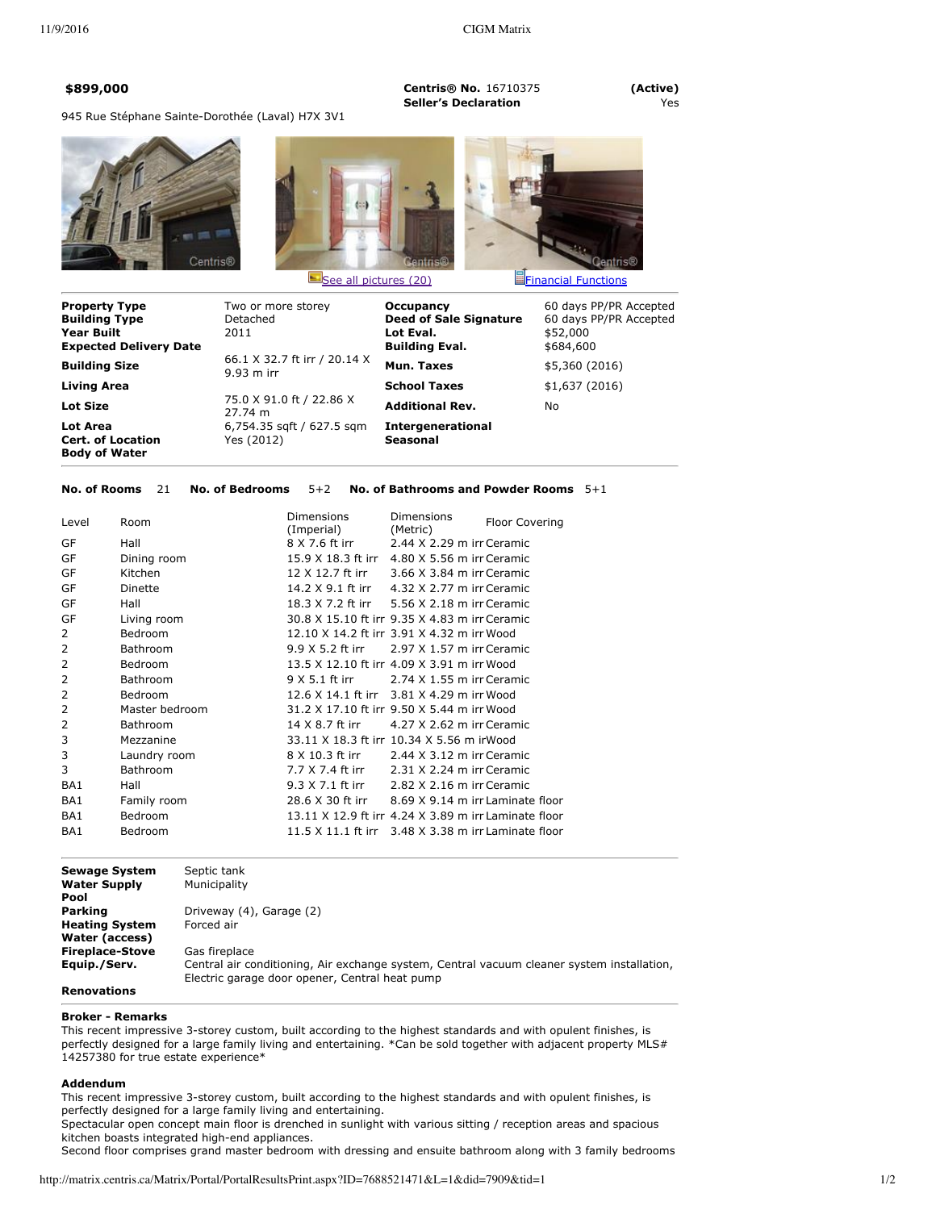**$899,000**

**Centris® No.** 16710375 — **(Active)**

**Seller's Declaration** — Yes

945 Rue Stéphane Sainte-Dorothée (Laval) H7X 3V1

See all pictures (20) | Financial Functions

| | | | |
|---|---|---|---|
| **Property Type** | Two or more storey | **Occupancy** | 60 days PP/PR Accepted |
| **Building Type** | Detached | **Deed of Sale Signature** | 60 days PP/PR Accepted |
| **Year Built** | 2011 | **Lot Eval.** | $52,000 |
| **Expected Delivery Date** | | **Building Eval.** | $684,600 |
| **Building Size** | 66.1 X 32.7 ft irr / 20.14 X 9.93 m irr | **Mun. Taxes** | $5,360 (2016) |
| **Living Area** | | **School Taxes** | $1,637 (2016) |
| **Lot Size** | 75.0 X 91.0 ft / 22.86 X 27.74 m | **Additional Rev.** | No |
| **Lot Area** | 6,754.35 sqft / 627.5 sqm | **Intergenerational** | |
| **Cert. of Location** | Yes (2012) | **Seasonal** | |
| **Body of Water** | | | |

**No. of Rooms** 21 **No. of Bedrooms** 5+2 **No. of Bathrooms and Powder Rooms** 5+1

| Level | Room | Dimensions (Imperial) | Dimensions (Metric) | Floor Covering |
|---|---|---|---|---|
| GF | Hall | 8 X 7.6 ft irr | 2.44 X 2.29 m irr | Ceramic |
| GF | Dining room | 15.9 X 18.3 ft irr | 4.80 X 5.56 m irr | Ceramic |
| GF | Kitchen | 12 X 12.7 ft irr | 3.66 X 3.84 m irr | Ceramic |
| GF | Dinette | 14.2 X 9.1 ft irr | 4.32 X 2.77 m irr | Ceramic |
| GF | Hall | 18.3 X 7.2 ft irr | 5.56 X 2.18 m irr | Ceramic |
| GF | Living room | 30.8 X 15.10 ft irr | 9.35 X 4.83 m irr | Ceramic |
| 2 | Bedroom | 12.10 X 14.2 ft irr | 3.91 X 4.32 m irr | Wood |
| 2 | Bathroom | 9.9 X 5.2 ft irr | 2.97 X 1.57 m irr | Ceramic |
| 2 | Bedroom | 13.5 X 12.10 ft irr | 4.09 X 3.91 m irr | Wood |
| 2 | Bathroom | 9 X 5.1 ft irr | 2.74 X 1.55 m irr | Ceramic |
| 2 | Bedroom | 12.6 X 14.1 ft irr | 3.81 X 4.29 m irr | Wood |
| 2 | Master bedroom | 31.2 X 17.10 ft irr | 9.50 X 5.44 m irr | Wood |
| 2 | Bathroom | 14 X 8.7 ft irr | 4.27 X 2.62 m irr | Ceramic |
| 3 | Mezzanine | 33.11 X 18.3 ft irr | 10.34 X 5.56 m irr | Wood |
| 3 | Laundry room | 8 X 10.3 ft irr | 2.44 X 3.12 m irr | Ceramic |
| 3 | Bathroom | 7.7 X 7.4 ft irr | 2.31 X 2.24 m irr | Ceramic |
| BA1 | Hall | 9.3 X 7.1 ft irr | 2.82 X 2.16 m irr | Ceramic |
| BA1 | Family room | 28.6 X 30 ft irr | 8.69 X 9.14 m irr | Laminate floor |
| BA1 | Bedroom | 13.11 X 12.9 ft irr | 4.24 X 3.89 m irr | Laminate floor |
| BA1 | Bedroom | 11.5 X 11.1 ft irr | 3.48 X 3.38 m irr | Laminate floor |

| | |
|---|---|
| **Sewage System** | Septic tank |
| **Water Supply** | Municipality |
| **Pool** | |
| **Parking** | Driveway (4), Garage (2) |
| **Heating System** | Forced air |
| **Water (access)** | |
| **Fireplace-Stove** | Gas fireplace |
| **Equip./Serv.** | Central air conditioning, Air exchange system, Central vacuum cleaner system installation, Electric garage door opener, Central heat pump |
| **Renovations** | |

**Broker - Remarks**

This recent impressive 3-storey custom, built according to the highest standards and with opulent finishes, is perfectly designed for a large family living and entertaining. *Can be sold together with adjacent property MLS# 14257380 for true estate experience*

**Addendum**

This recent impressive 3-storey custom, built according to the highest standards and with opulent finishes, is perfectly designed for a large family living and entertaining.
Spectacular open concept main floor is drenched in sunlight with various sitting / reception areas and spacious kitchen boasts integrated high-end appliances.
Second floor comprises grand master bedroom with dressing and ensuite bathroom along with 3 family bedrooms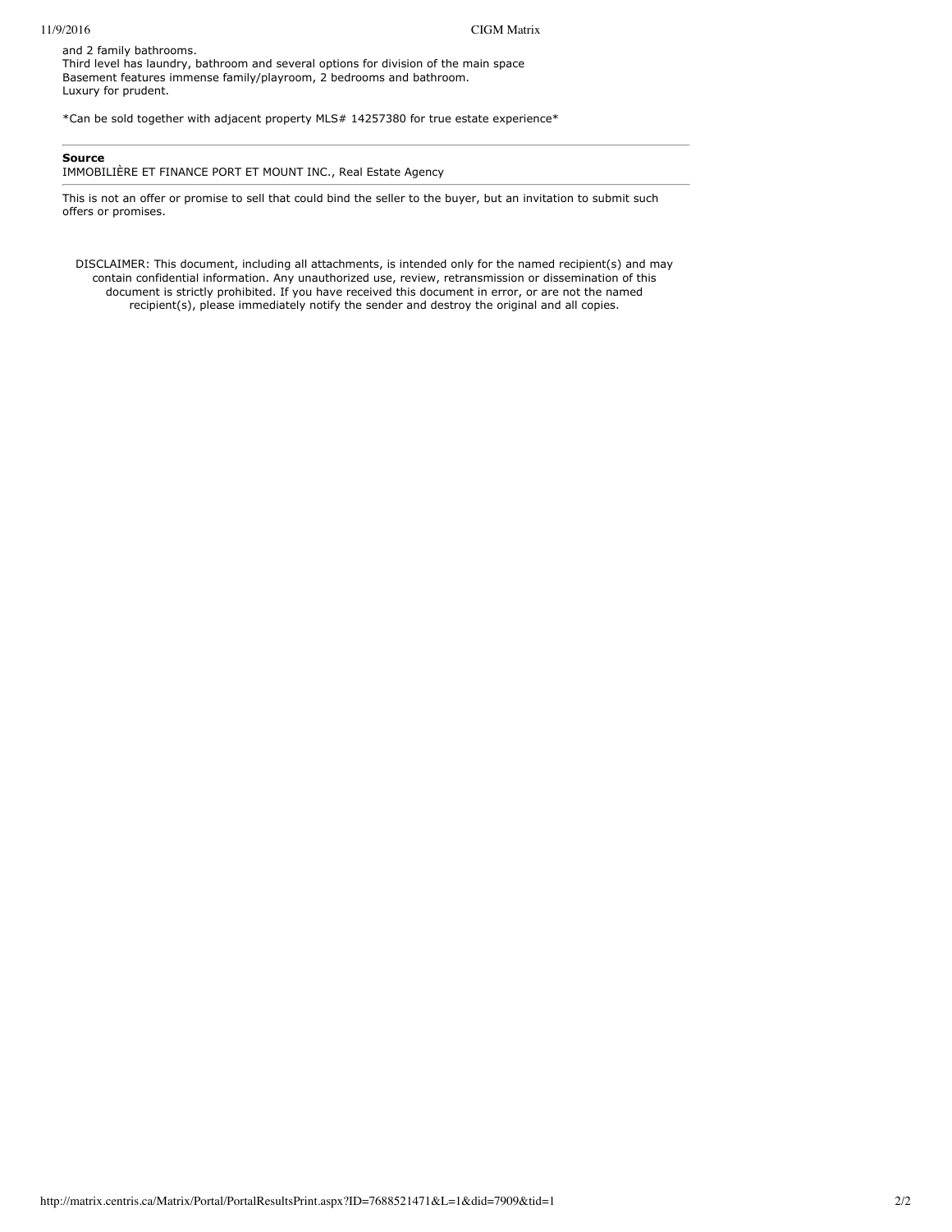and 2 family bathrooms.
Third level has laundry, bathroom and several options for division of the main space
Basement features immense family/playroom, 2 bedrooms and bathroom.
Luxury for prudent.

*Can be sold together with adjacent property MLS# 14257380 for true estate experience*

---

**Source**
IMMOBILIÈRE ET FINANCE PORT ET MOUNT INC., Real Estate Agency

---

This is not an offer or promise to sell that could bind the seller to the buyer, but an invitation to submit such offers or promises.

DISCLAIMER: This document, including all attachments, is intended only for the named recipient(s) and may contain confidential information. Any unauthorized use, review, retransmission or dissemination of this document is strictly prohibited. If you have received this document in error, or are not the named recipient(s), please immediately notify the sender and destroy the original and all copies.